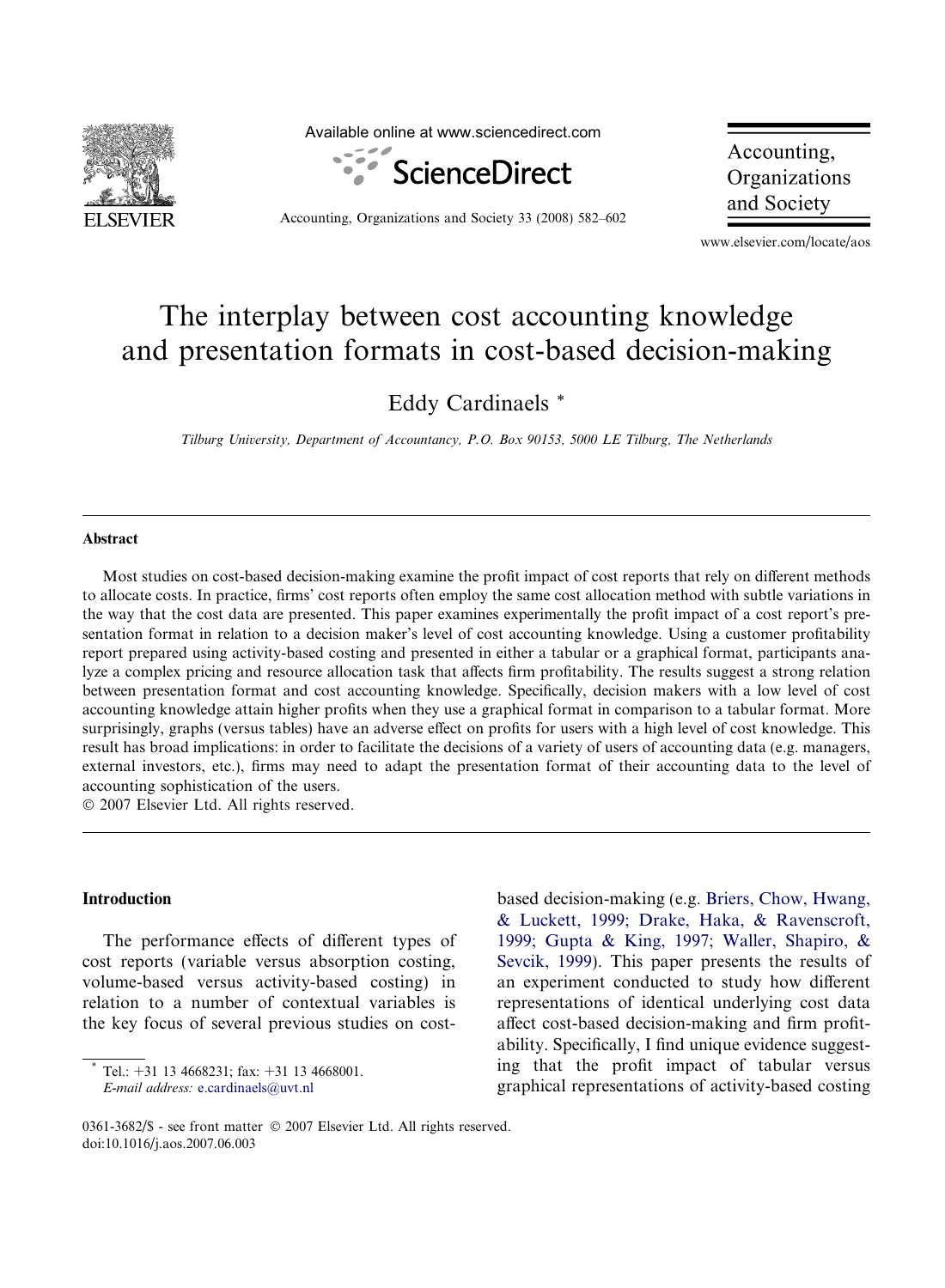# The interplay between cost accounting knowledge and presentation formats in cost-based decision-making

Eddy Cardinaels *

*Tilburg University, Department of Accountancy, P.O. Box 90153, 5000 LE Tilburg, The Netherlands*

## Abstract

Most studies on cost-based decision-making examine the profit impact of cost reports that rely on different methods to allocate costs. In practice, firms' cost reports often employ the same cost allocation method with subtle variations in the way that the cost data are presented. This paper examines experimentally the profit impact of a cost report's presentation format in relation to a decision maker's level of cost accounting knowledge. Using a customer profitability report prepared using activity-based costing and presented in either a tabular or a graphical format, participants analyze a complex pricing and resource allocation task that affects firm profitability. The results suggest a strong relation between presentation format and cost accounting knowledge. Specifically, decision makers with a low level of cost accounting knowledge attain higher profits when they use a graphical format in comparison to a tabular format. More surprisingly, graphs (versus tables) have an adverse effect on profits for users with a high level of cost knowledge. This result has broad implications: in order to facilitate the decisions of a variety of users of accounting data (e.g. managers, external investors, etc.), firms may need to adapt the presentation format of their accounting data to the level of accounting sophistication of the users.

© 2007 Elsevier Ltd. All rights reserved.

## Introduction

The performance effects of different types of cost reports (variable versus absorption costing, volume-based versus activity-based costing) in relation to a number of contextual variables is the key focus of several previous studies on cost-based decision-making (e.g. Briers, Chow, Hwang, & Luckett, 1999; Drake, Haka, & Ravenscroft, 1999; Gupta & King, 1997; Waller, Shapiro, & Sevcik, 1999). This paper presents the results of an experiment conducted to study how different representations of identical underlying cost data affect cost-based decision-making and firm profitability. Specifically, I find unique evidence suggesting that the profit impact of tabular versus graphical representations of activity-based costing

* Tel.: +31 13 4668231; fax: +31 13 4668001. *E-mail address:* e.cardinaels@uvt.nl

0361-3682/$ - see front matter © 2007 Elsevier Ltd. All rights reserved.
doi:10.1016/j.aos.2007.06.003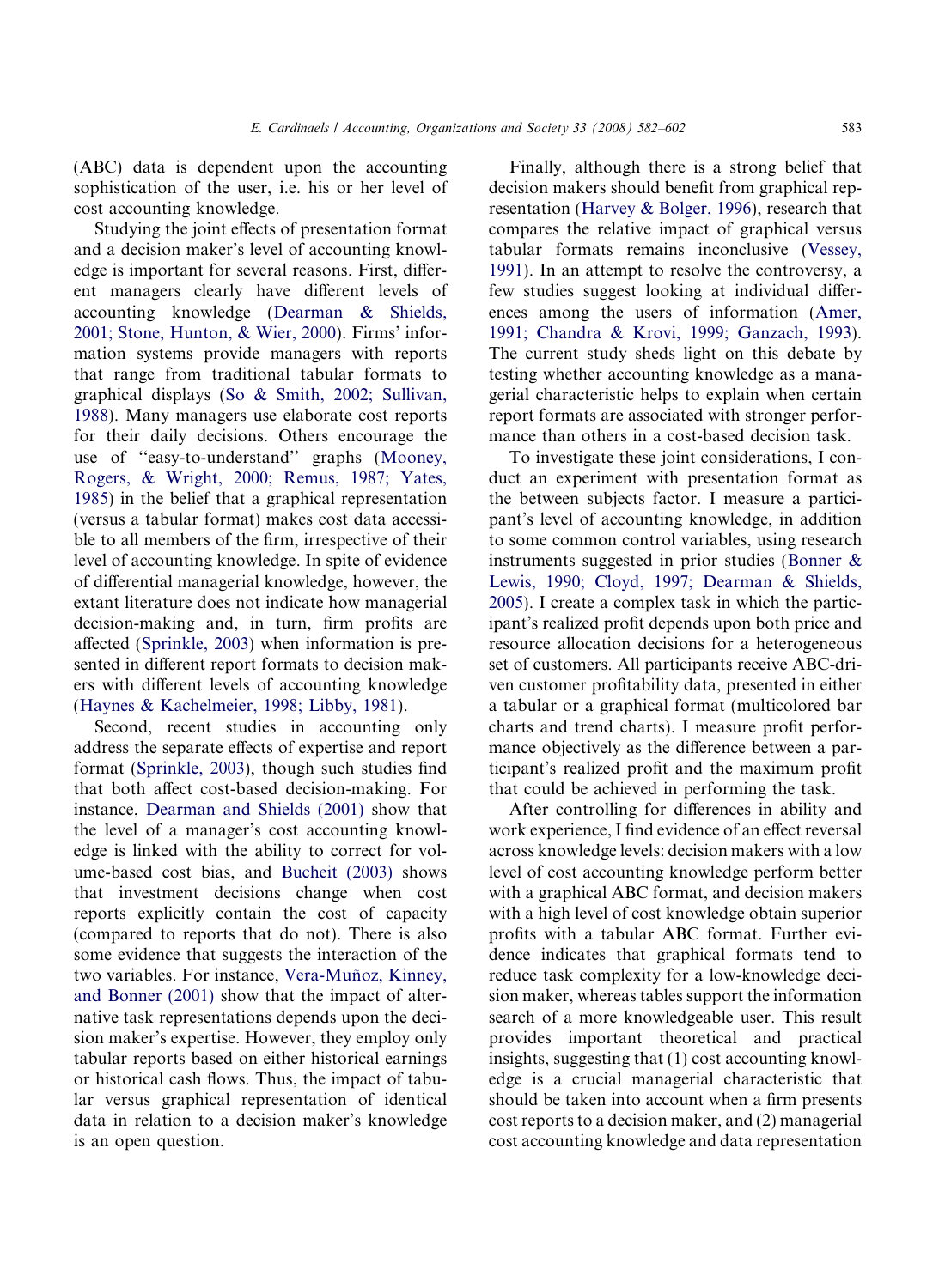(ABC) data is dependent upon the accounting sophistication of the user, i.e. his or her level of cost accounting knowledge.

Studying the joint effects of presentation format and a decision maker's level of accounting knowledge is important for several reasons. First, different managers clearly have different levels of accounting knowledge (Dearman & Shields, 2001; Stone, Hunton, & Wier, 2000). Firms' information systems provide managers with reports that range from traditional tabular formats to graphical displays (So & Smith, 2002; Sullivan, 1988). Many managers use elaborate cost reports for their daily decisions. Others encourage the use of ''easy-to-understand'' graphs (Mooney, Rogers, & Wright, 2000; Remus, 1987; Yates, 1985) in the belief that a graphical representation (versus a tabular format) makes cost data accessible to all members of the firm, irrespective of their level of accounting knowledge. In spite of evidence of differential managerial knowledge, however, the extant literature does not indicate how managerial decision-making and, in turn, firm profits are affected (Sprinkle, 2003) when information is presented in different report formats to decision makers with different levels of accounting knowledge (Haynes & Kachelmeier, 1998; Libby, 1981).

Second, recent studies in accounting only address the separate effects of expertise and report format (Sprinkle, 2003), though such studies find that both affect cost-based decision-making. For instance, Dearman and Shields (2001) show that the level of a manager's cost accounting knowledge is linked with the ability to correct for volume-based cost bias, and Bucheit (2003) shows that investment decisions change when cost reports explicitly contain the cost of capacity (compared to reports that do not). There is also some evidence that suggests the interaction of the two variables. For instance, Vera-Muñoz, Kinney, and Bonner (2001) show that the impact of alternative task representations depends upon the decision maker's expertise. However, they employ only tabular reports based on either historical earnings or historical cash flows. Thus, the impact of tabular versus graphical representation of identical data in relation to a decision maker's knowledge is an open question.

Finally, although there is a strong belief that decision makers should benefit from graphical representation (Harvey & Bolger, 1996), research that compares the relative impact of graphical versus tabular formats remains inconclusive (Vessey, 1991). In an attempt to resolve the controversy, a few studies suggest looking at individual differences among the users of information (Amer, 1991; Chandra & Krovi, 1999; Ganzach, 1993). The current study sheds light on this debate by testing whether accounting knowledge as a managerial characteristic helps to explain when certain report formats are associated with stronger performance than others in a cost-based decision task.

To investigate these joint considerations, I conduct an experiment with presentation format as the between subjects factor. I measure a participant's level of accounting knowledge, in addition to some common control variables, using research instruments suggested in prior studies (Bonner & Lewis, 1990; Cloyd, 1997; Dearman & Shields, 2005). I create a complex task in which the participant's realized profit depends upon both price and resource allocation decisions for a heterogeneous set of customers. All participants receive ABC-driven customer profitability data, presented in either a tabular or a graphical format (multicolored bar charts and trend charts). I measure profit performance objectively as the difference between a participant's realized profit and the maximum profit that could be achieved in performing the task.

After controlling for differences in ability and work experience, I find evidence of an effect reversal across knowledge levels: decision makers with a low level of cost accounting knowledge perform better with a graphical ABC format, and decision makers with a high level of cost knowledge obtain superior profits with a tabular ABC format. Further evidence indicates that graphical formats tend to reduce task complexity for a low-knowledge decision maker, whereas tables support the information search of a more knowledgeable user. This result provides important theoretical and practical insights, suggesting that (1) cost accounting knowledge is a crucial managerial characteristic that should be taken into account when a firm presents cost reports to a decision maker, and (2) managerial cost accounting knowledge and data representation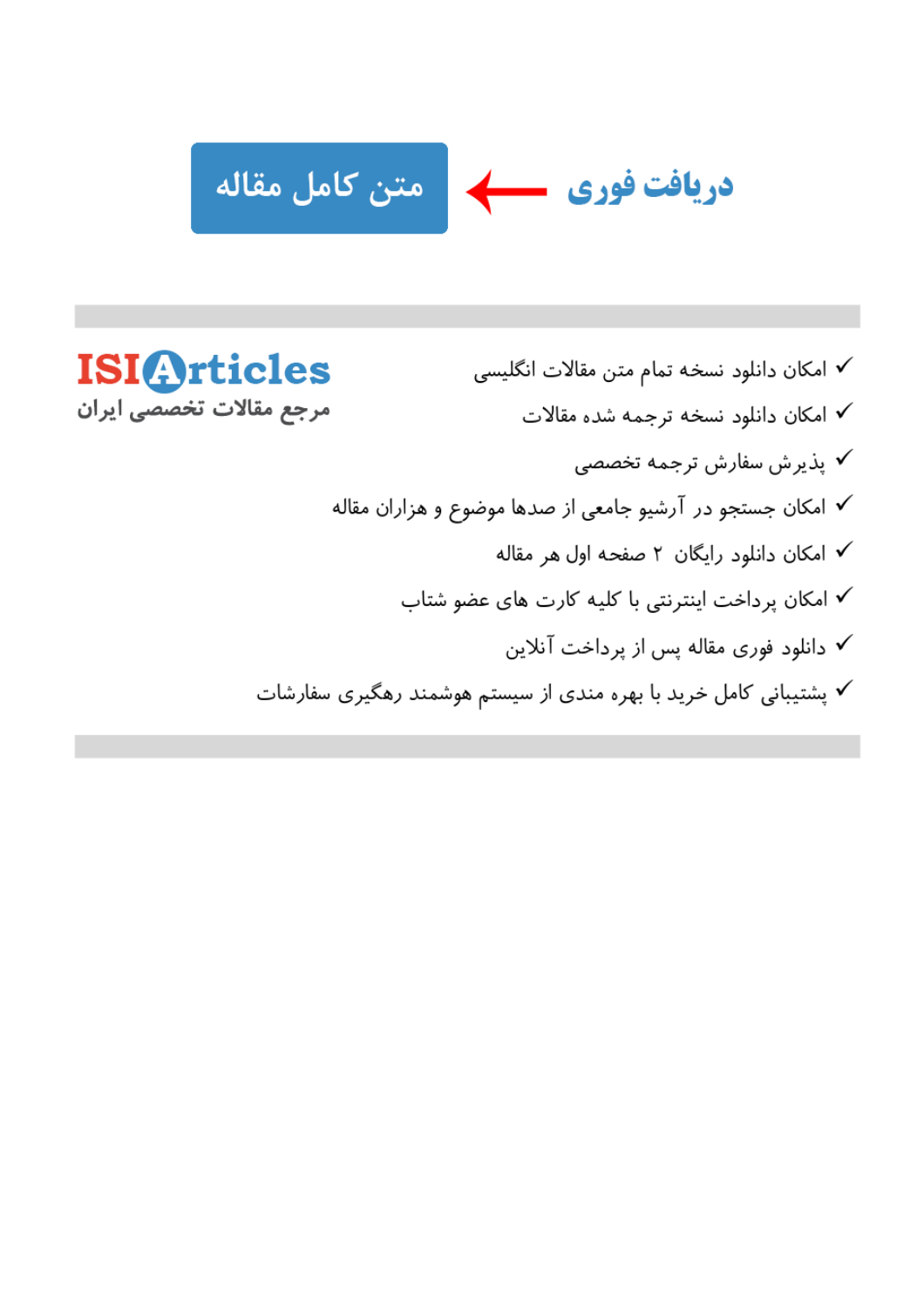دریافت فوری ← **متن کامل مقاله**

**ISIArticles**
مرجع مقالات تخصصی ایران

- ✓ امکان دانلود نسخه تمام متن مقالات انگلیسی
- ✓ امکان دانلود نسخه ترجمه شده مقالات
- ✓ پذیرش سفارش ترجمه تخصصی
- ✓ امکان جستجو در آرشیو جامعی از صدها موضوع و هزاران مقاله
- ✓ امکان دانلود رایگان ۲ صفحه اول هر مقاله
- ✓ امکان پرداخت اینترنتی با کلیه کارت های عضو شتاب
- ✓ دانلود فوری مقاله پس از پرداخت آنلاین
- ✓ پشتیبانی کامل خرید با بهره مندی از سیستم هوشمند رهگیری سفارشات